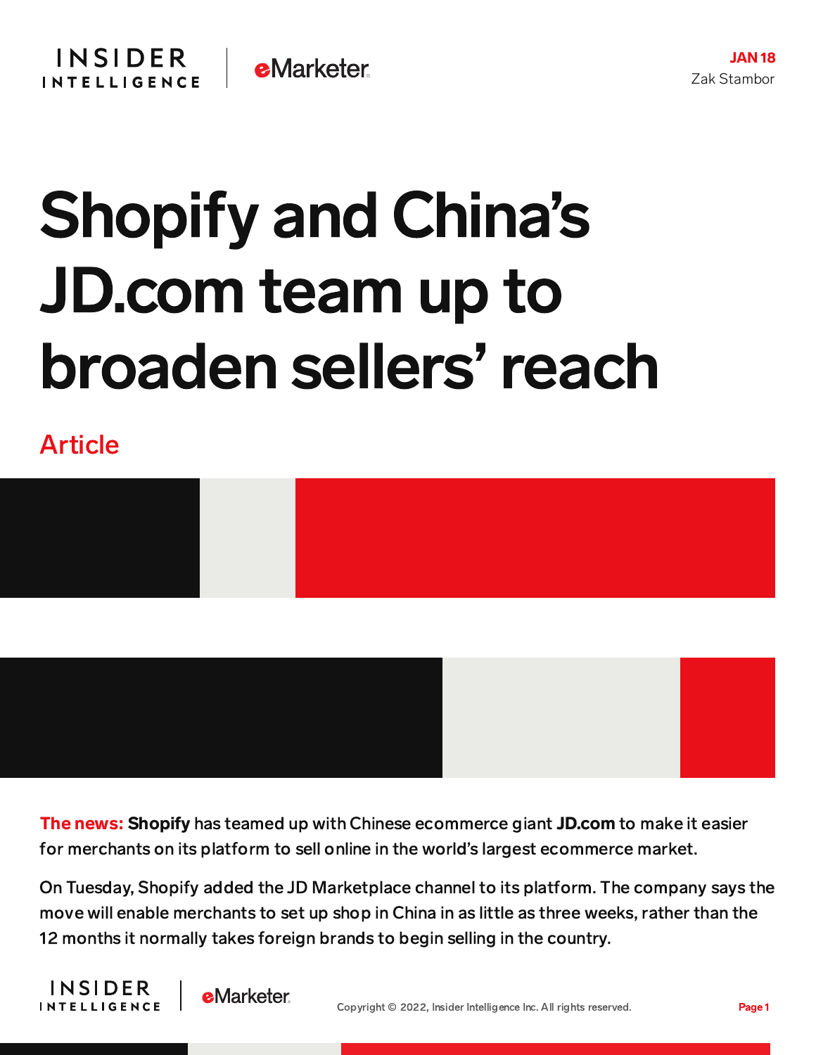JAN 18

Zak Stambor

# Shopify and China's JD.com team up to broaden sellers' reach

Article

**The news: Shopify** has teamed up with Chinese ecommerce giant **JD.com** to make it easier for merchants on its platform to sell online in the world's largest ecommerce market.

On Tuesday, Shopify added the JD Marketplace channel to its platform. The company says the move will enable merchants to set up shop in China in as little as three weeks, rather than the 12 months it normally takes foreign brands to begin selling in the country.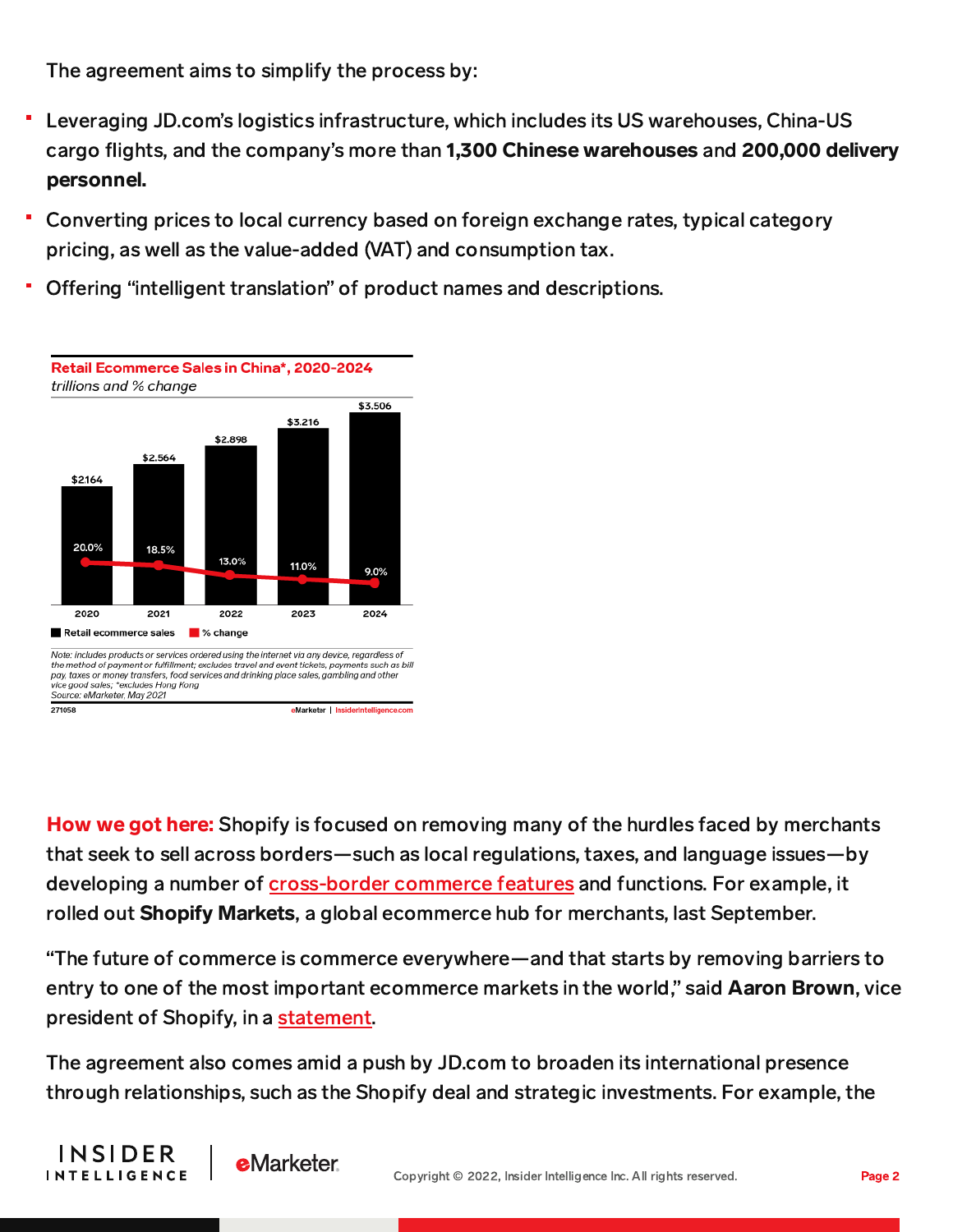The agreement aims to simplify the process by:

- Leveraging JD.com's logistics infrastructure, which includes its US warehouses, China-US cargo flights, and the company's more than **1,300 Chinese warehouses** and **200,000 delivery personnel.**
- Converting prices to local currency based on foreign exchange rates, typical category pricing, as well as the value-added (VAT) and consumption tax.
- Offering "intelligent translation" of product names and descriptions.

**Retail Ecommerce Sales in China*, 2020-2024**
*trillions and % change*

| Year | Retail ecommerce sales | % change |
|---|---|---|
| 2020 | $2.164 | 20.0% |
| 2021 | $2.564 | 18.5% |
| 2022 | $2.898 | 13.0% |
| 2023 | $3.216 | 11.0% |
| 2024 | $3.506 | 9.0% |

*Note: includes products or services ordered using the internet via any device, regardless of the method of payment or fulfillment; excludes travel and event tickets, payments such as bill pay, taxes or money transfers, food services and drinking place sales, gambling and other vice good sales; *excludes Hong Kong*
*Source: eMarketer, May 2021*

271058 eMarketer | InsiderIntelligence.com

**How we got here:** Shopify is focused on removing many of the hurdles faced by merchants that seek to sell across borders—such as local regulations, taxes, and language issues—by developing a number of cross-border commerce features and functions. For example, it rolled out **Shopify Markets**, a global ecommerce hub for merchants, last September.

"The future of commerce is commerce everywhere—and that starts by removing barriers to entry to one of the most important ecommerce markets in the world," said **Aaron Brown**, vice president of Shopify, in a statement.

The agreement also comes amid a push by JD.com to broaden its international presence through relationships, such as the Shopify deal and strategic investments. For example, the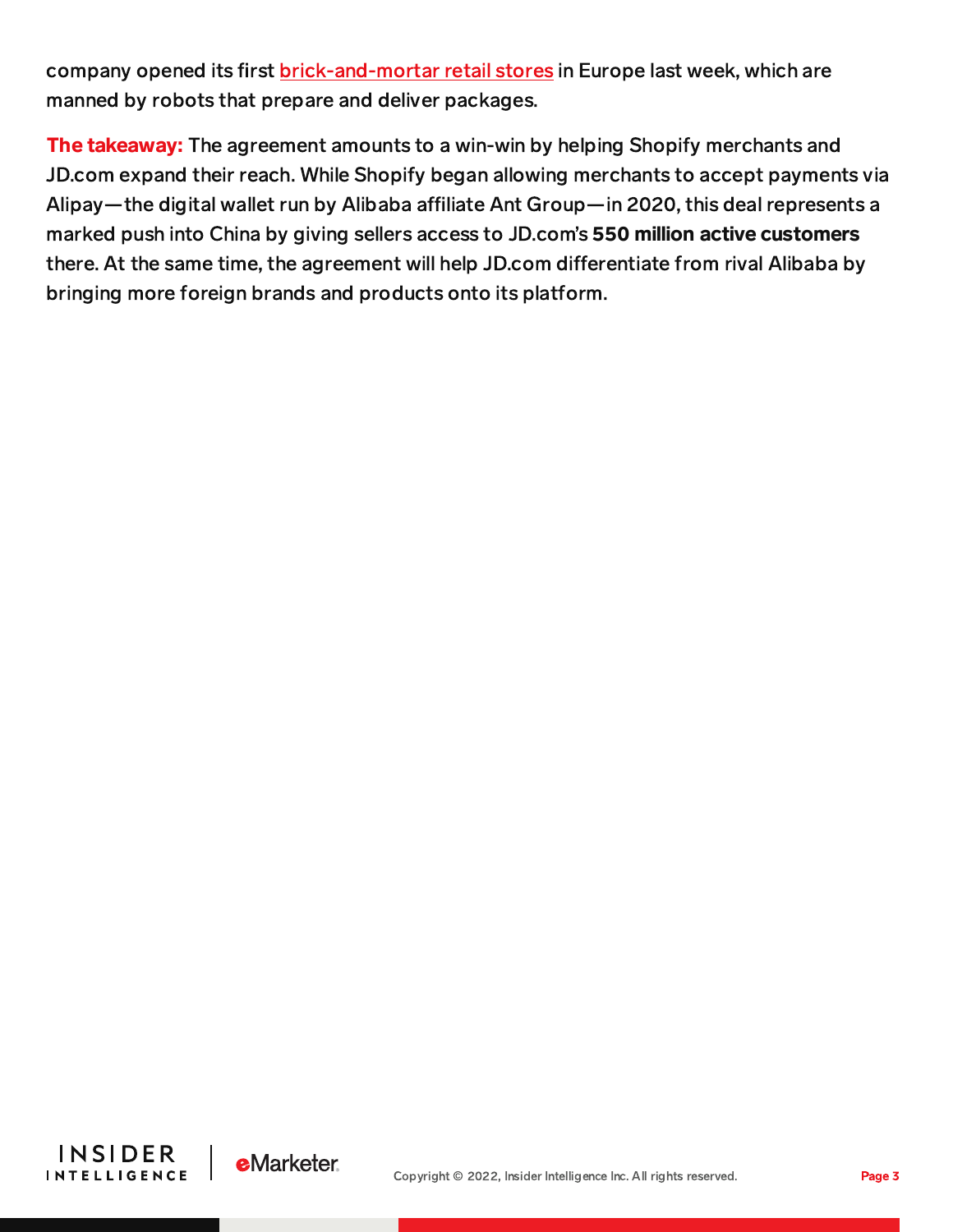company opened its first brick-and-mortar retail stores in Europe last week, which are manned by robots that prepare and deliver packages.

**The takeaway:** The agreement amounts to a win-win by helping Shopify merchants and JD.com expand their reach. While Shopify began allowing merchants to accept payments via Alipay—the digital wallet run by Alibaba affiliate Ant Group—in 2020, this deal represents a marked push into China by giving sellers access to JD.com's **550 million active customers** there. At the same time, the agreement will help JD.com differentiate from rival Alibaba by bringing more foreign brands and products onto its platform.